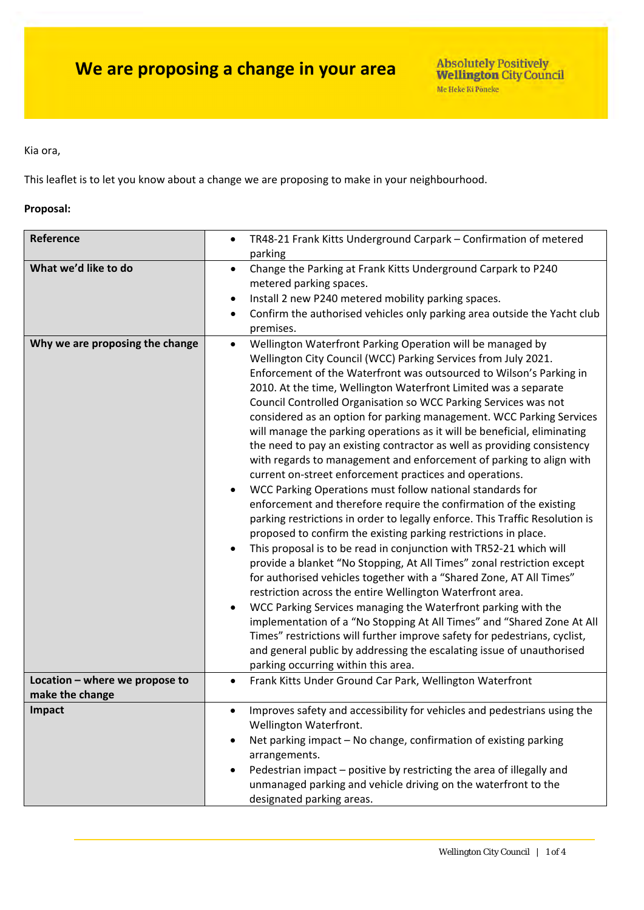# We are proposing a change in your area

Absolutely Positively **Wellington** City Council
Me Heke Ki Pōneke

Kia ora,

This leaflet is to let you know about a change we are proposing to make in your neighbourhood.

**Proposal:**

| | |
|---|---|
| **Reference** | • TR48-21 Frank Kitts Underground Carpark – Confirmation of metered parking |
| **What we'd like to do** | • Change the Parking at Frank Kitts Underground Carpark to P240 metered parking spaces.<br>• Install 2 new P240 metered mobility parking spaces.<br>• Confirm the authorised vehicles only parking area outside the Yacht club premises. |
| **Why we are proposing the change** | • Wellington Waterfront Parking Operation will be managed by Wellington City Council (WCC) Parking Services from July 2021. Enforcement of the Waterfront was outsourced to Wilson's Parking in 2010. At the time, Wellington Waterfront Limited was a separate Council Controlled Organisation so WCC Parking Services was not considered as an option for parking management. WCC Parking Services will manage the parking operations as it will be beneficial, eliminating the need to pay an existing contractor as well as providing consistency with regards to management and enforcement of parking to align with current on-street enforcement practices and operations.<br>• WCC Parking Operations must follow national standards for enforcement and therefore require the confirmation of the existing parking restrictions in order to legally enforce. This Traffic Resolution is proposed to confirm the existing parking restrictions in place.<br>• This proposal is to be read in conjunction with TR52-21 which will provide a blanket "No Stopping, At All Times" zonal restriction except for authorised vehicles together with a "Shared Zone, AT All Times" restriction across the entire Wellington Waterfront area.<br>• WCC Parking Services managing the Waterfront parking with the implementation of a "No Stopping At All Times" and "Shared Zone At All Times" restrictions will further improve safety for pedestrians, cyclist, and general public by addressing the escalating issue of unauthorised parking occurring within this area. |
| **Location – where we propose to make the change** | • Frank Kitts Under Ground Car Park, Wellington Waterfront |
| **Impact** | • Improves safety and accessibility for vehicles and pedestrians using the Wellington Waterfront.<br>• Net parking impact – No change, confirmation of existing parking arrangements.<br>• Pedestrian impact – positive by restricting the area of illegally and unmanaged parking and vehicle driving on the waterfront to the designated parking areas. |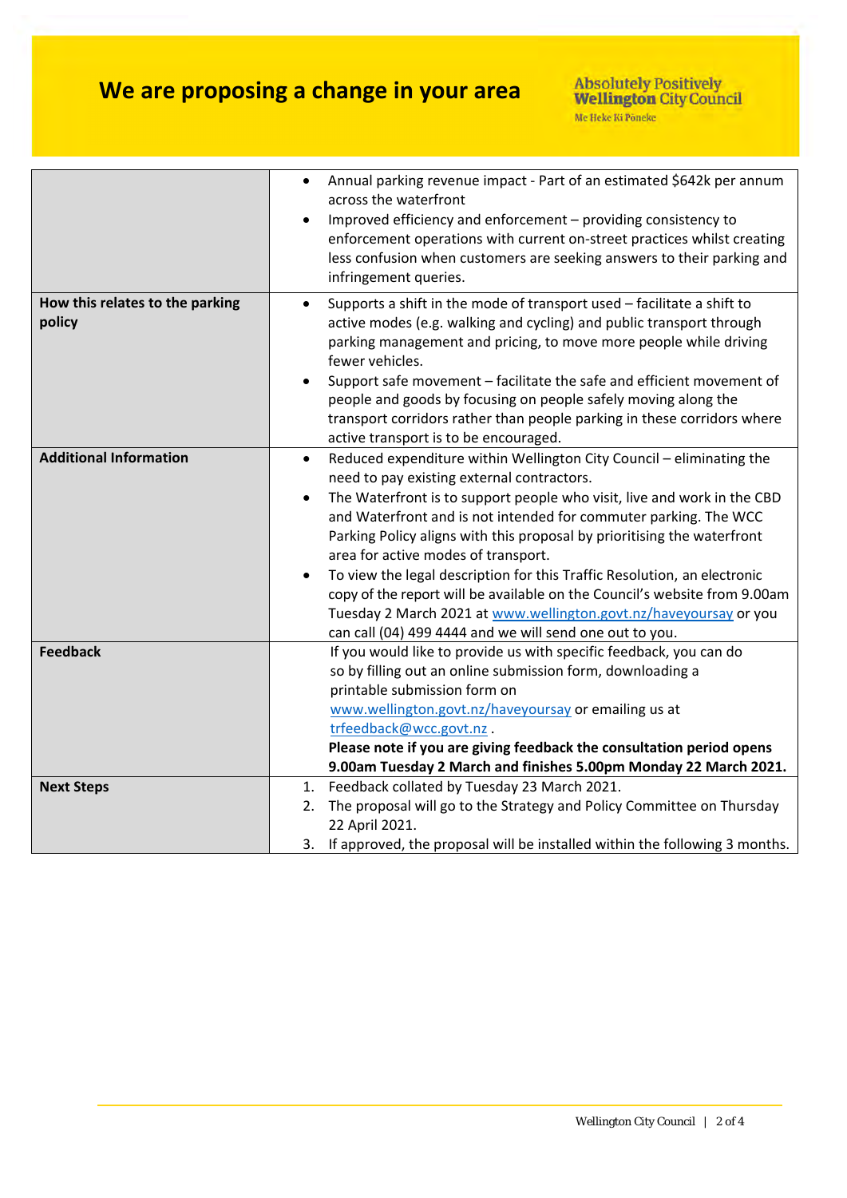／# We are proposing a change in your area

Absolutely Positively **Wellington** City Council
Me Heke Ki Pōneke

| | |
|---|---|
| | • Annual parking revenue impact - Part of an estimated $642k per annum across the waterfront<br>• Improved efficiency and enforcement – providing consistency to enforcement operations with current on-street practices whilst creating less confusion when customers are seeking answers to their parking and infringement queries. |
| **How this relates to the parking policy** | • Supports a shift in the mode of transport used – facilitate a shift to active modes (e.g. walking and cycling) and public transport through parking management and pricing, to move more people while driving fewer vehicles.<br>• Support safe movement – facilitate the safe and efficient movement of people and goods by focusing on people safely moving along the transport corridors rather than people parking in these corridors where active transport is to be encouraged. |
| **Additional Information** | • Reduced expenditure within Wellington City Council – eliminating the need to pay existing external contractors.<br>• The Waterfront is to support people who visit, live and work in the CBD and Waterfront and is not intended for commuter parking. The WCC Parking Policy aligns with this proposal by prioritising the waterfront area for active modes of transport.<br>• To view the legal description for this Traffic Resolution, an electronic copy of the report will be available on the Council's website from 9.00am Tuesday 2 March 2021 at www.wellington.govt.nz/haveyoursay or you can call (04) 499 4444 and we will send one out to you. |
| **Feedback** | If you would like to provide us with specific feedback, you can do so by filling out an online submission form, downloading a printable submission form on www.wellington.govt.nz/haveyoursay or emailing us at trfeedback@wcc.govt.nz .<br>**Please note if you are giving feedback the consultation period opens 9.00am Tuesday 2 March and finishes 5.00pm Monday 22 March 2021.** |
| **Next Steps** | 1. Feedback collated by Tuesday 23 March 2021.<br>2. The proposal will go to the Strategy and Policy Committee on Thursday 22 April 2021.<br>3. If approved, the proposal will be installed within the following 3 months. |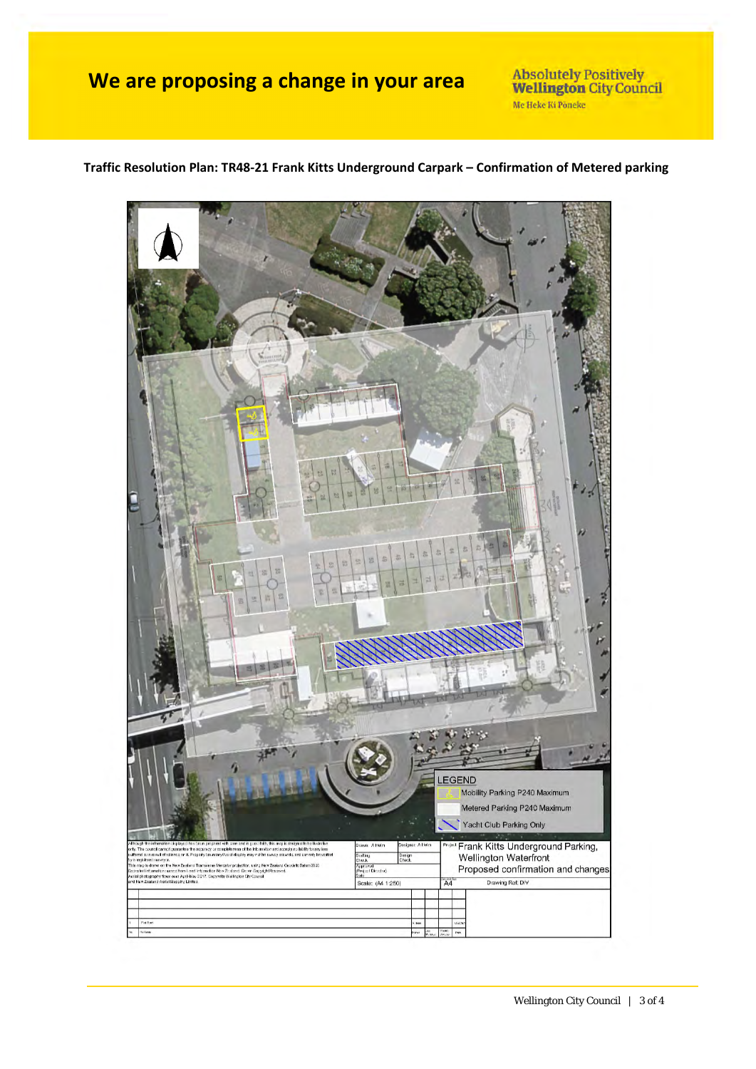# We are proposing a change in your area

Absolutely Positively **Wellington** City Council
Me Heke Ki Pōneke

**Traffic Resolution Plan: TR48-21 Frank Kitts Underground Carpark – Confirmation of Metered parking**

LEGEND

- Mobility Parking P240 Maximum
- Metered Parking P240 Maximum
- Yacht Club Parking Only

Project: Frank Kitts Underground Parking, Wellington Waterfront
Proposed confirmation and changes

Scale: (A4 1:250)

A4

Drawing Ref: DIV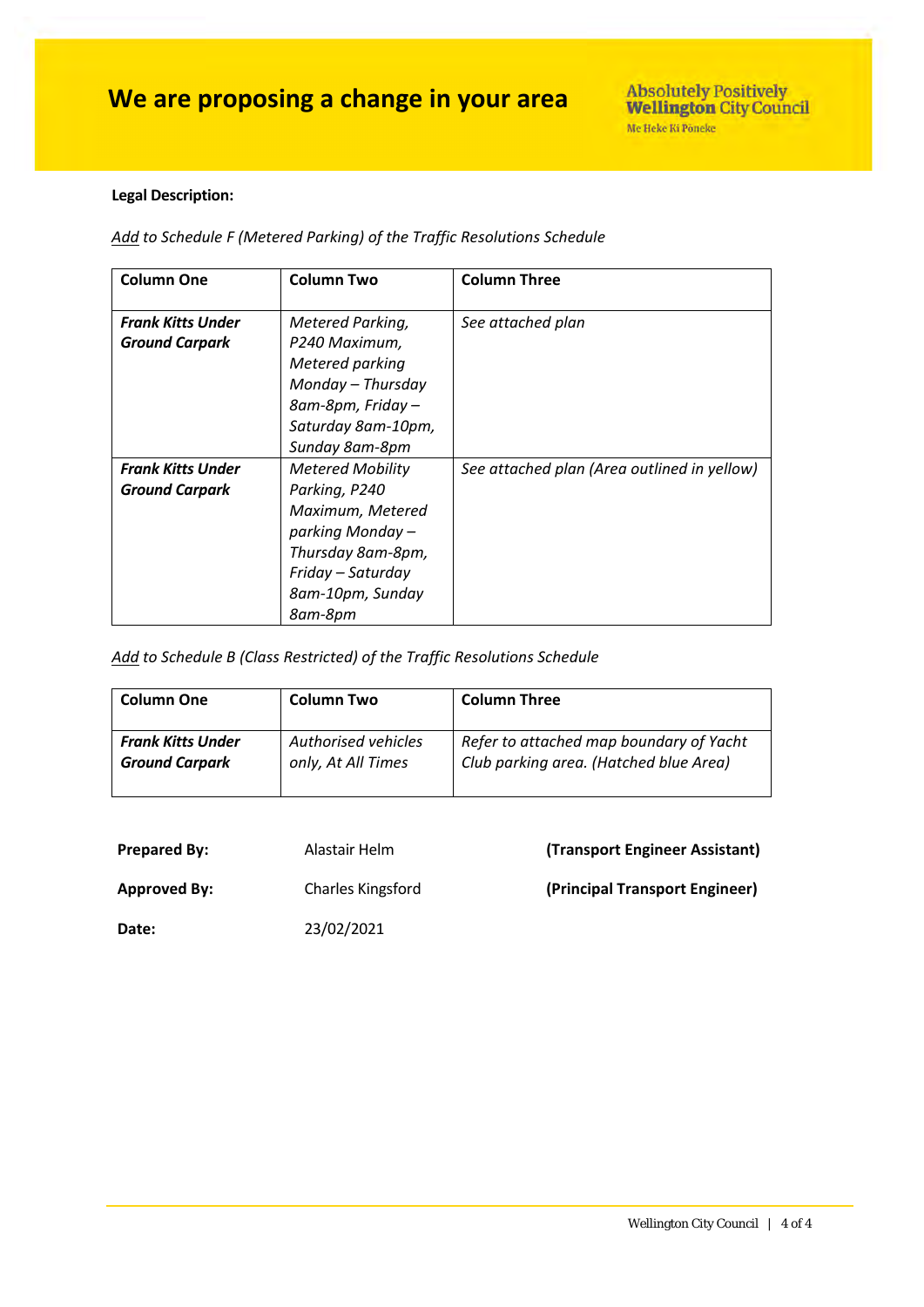# We are proposing a change in your area

Absolutely Positively **Wellington** City Council
Me Heke Ki Pōneke

**Legal Description:**

*Add to Schedule F (Metered Parking) of the Traffic Resolutions Schedule*

| Column One | Column Two | Column Three |
|---|---|---|
| ***Frank Kitts Under Ground Carpark*** | *Metered Parking, P240 Maximum, Metered parking Monday – Thursday 8am-8pm, Friday – Saturday 8am-10pm, Sunday 8am-8pm* | *See attached plan* |
| ***Frank Kitts Under Ground Carpark*** | *Metered Mobility Parking, P240 Maximum, Metered parking Monday – Thursday 8am-8pm, Friday – Saturday 8am-10pm, Sunday 8am-8pm* | *See attached plan (Area outlined in yellow)* |

*Add to Schedule B (Class Restricted) of the Traffic Resolutions Schedule*

| Column One | Column Two | Column Three |
|---|---|---|
| ***Frank Kitts Under Ground Carpark*** | *Authorised vehicles only, At All Times* | *Refer to attached map boundary of Yacht Club parking area. (Hatched blue Area)* |

| | | |
|---|---|---|
| **Prepared By:** | Alastair Helm | **(Transport Engineer Assistant)** |
| **Approved By:** | Charles Kingsford | **(Principal Transport Engineer)** |
| **Date:** | 23/02/2021 | |